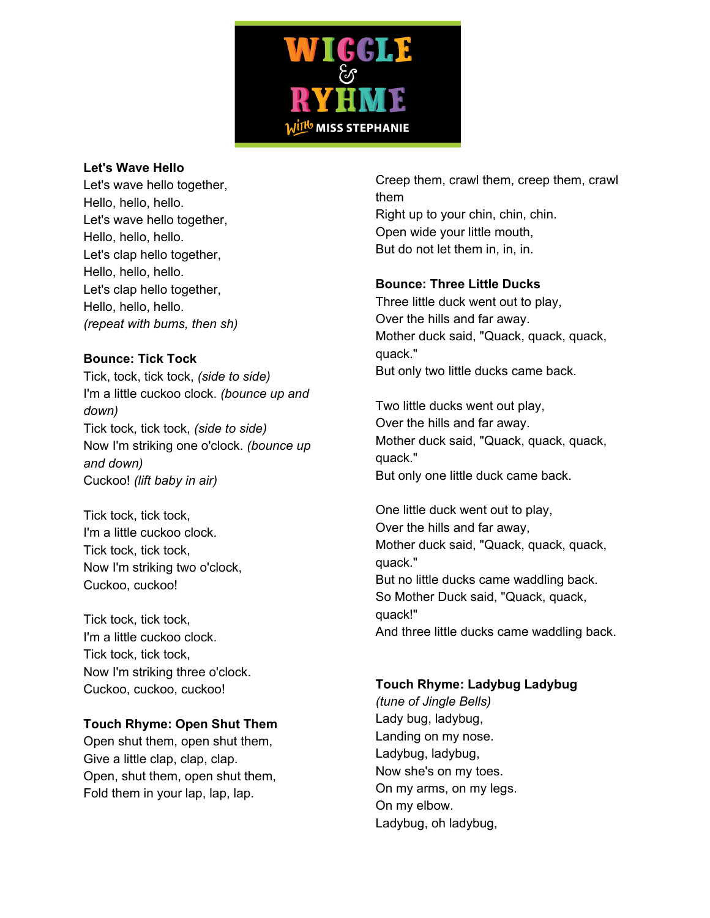# WIGGLE & RYHME

With MISS STEPHANIE

**Let's Wave Hello**

Let's wave hello together,
Hello, hello, hello.
Let's wave hello together,
Hello, hello, hello.
Let's clap hello together,
Hello, hello, hello.
Let's clap hello together,
Hello, hello, hello.
*(repeat with bums, then sh)*

**Bounce: Tick Tock**

Tick, tock, tick tock, *(side to side)*
I'm a little cuckoo clock. *(bounce up and down)*
Tick tock, tick tock, *(side to side)*
Now I'm striking one o'clock. *(bounce up and down)*
Cuckoo! *(lift baby in air)*

Tick tock, tick tock,
I'm a little cuckoo clock.
Tick tock, tick tock,
Now I'm striking two o'clock,
Cuckoo, cuckoo!

Tick tock, tick tock,
I'm a little cuckoo clock.
Tick tock, tick tock,
Now I'm striking three o'clock.
Cuckoo, cuckoo, cuckoo!

**Touch Rhyme: Open Shut Them**

Open shut them, open shut them,
Give a little clap, clap, clap.
Open, shut them, open shut them,
Fold them in your lap, lap, lap.

Creep them, crawl them, creep them, crawl them
Right up to your chin, chin, chin.
Open wide your little mouth,
But do not let them in, in, in.

**Bounce: Three Little Ducks**

Three little duck went out to play,
Over the hills and far away.
Mother duck said, "Quack, quack, quack, quack."
But only two little ducks came back.

Two little ducks went out play,
Over the hills and far away.
Mother duck said, "Quack, quack, quack, quack."
But only one little duck came back.

One little duck went out to play,
Over the hills and far away,
Mother duck said, "Quack, quack, quack, quack."
But no little ducks came waddling back.
So Mother Duck said, "Quack, quack, quack!"
And three little ducks came waddling back.

**Touch Rhyme: Ladybug Ladybug**

*(tune of Jingle Bells)*
Lady bug, ladybug,
Landing on my nose.
Ladybug, ladybug,
Now she's on my toes.
On my arms, on my legs.
On my elbow.
Ladybug, oh ladybug,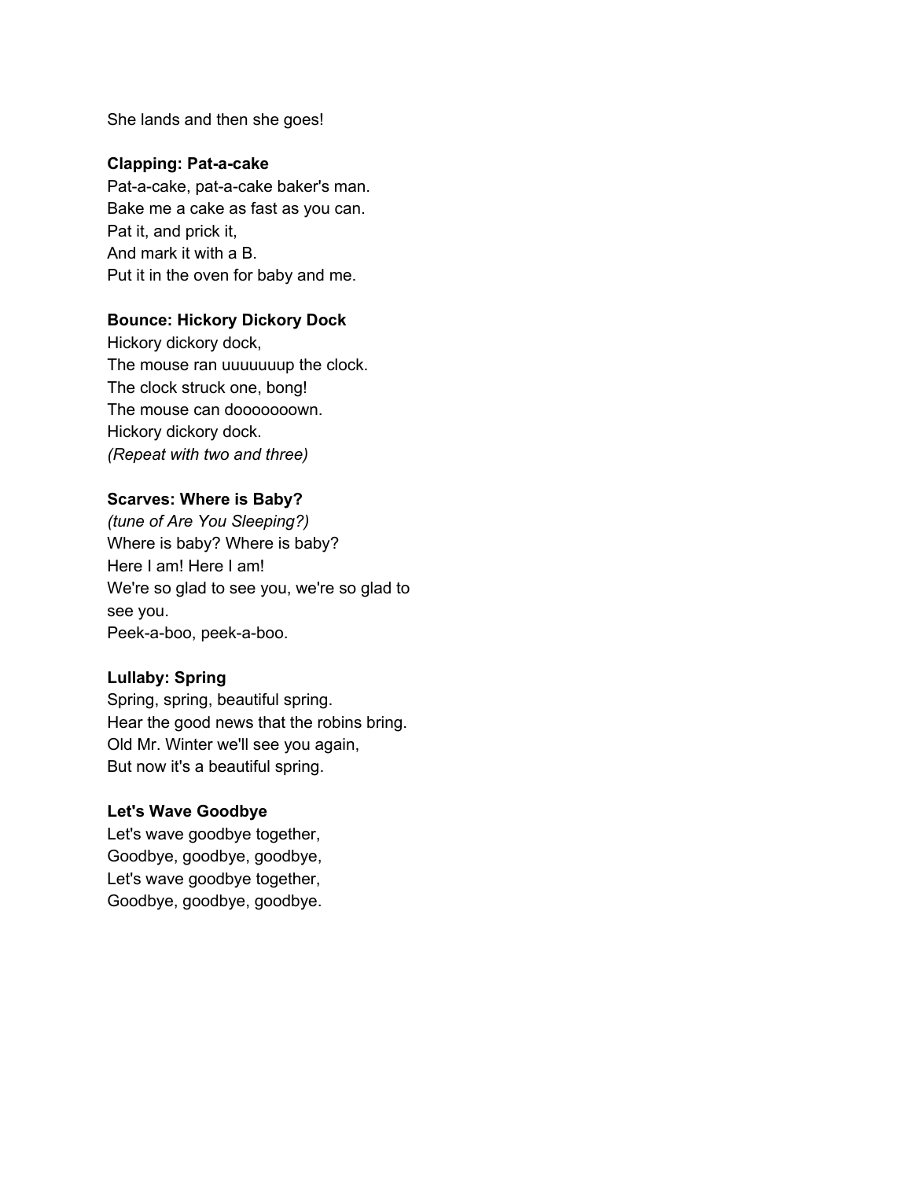She lands and then she goes!

**Clapping: Pat-a-cake**
Pat-a-cake, pat-a-cake baker's man.
Bake me a cake as fast as you can.
Pat it, and prick it,
And mark it with a B.
Put it in the oven for baby and me.

**Bounce: Hickory Dickory Dock**
Hickory dickory dock,
The mouse ran uuuuuuup the clock.
The clock struck one, bong!
The mouse can dooooooown.
Hickory dickory dock.
*(Repeat with two and three)*

**Scarves: Where is Baby?**
*(tune of Are You Sleeping?)*
Where is baby? Where is baby?
Here I am! Here I am!
We're so glad to see you, we're so glad to see you.
Peek-a-boo, peek-a-boo.

**Lullaby: Spring**
Spring, spring, beautiful spring.
Hear the good news that the robins bring.
Old Mr. Winter we'll see you again,
But now it's a beautiful spring.

**Let's Wave Goodbye**
Let's wave goodbye together,
Goodbye, goodbye, goodbye,
Let's wave goodbye together,
Goodbye, goodbye, goodbye.